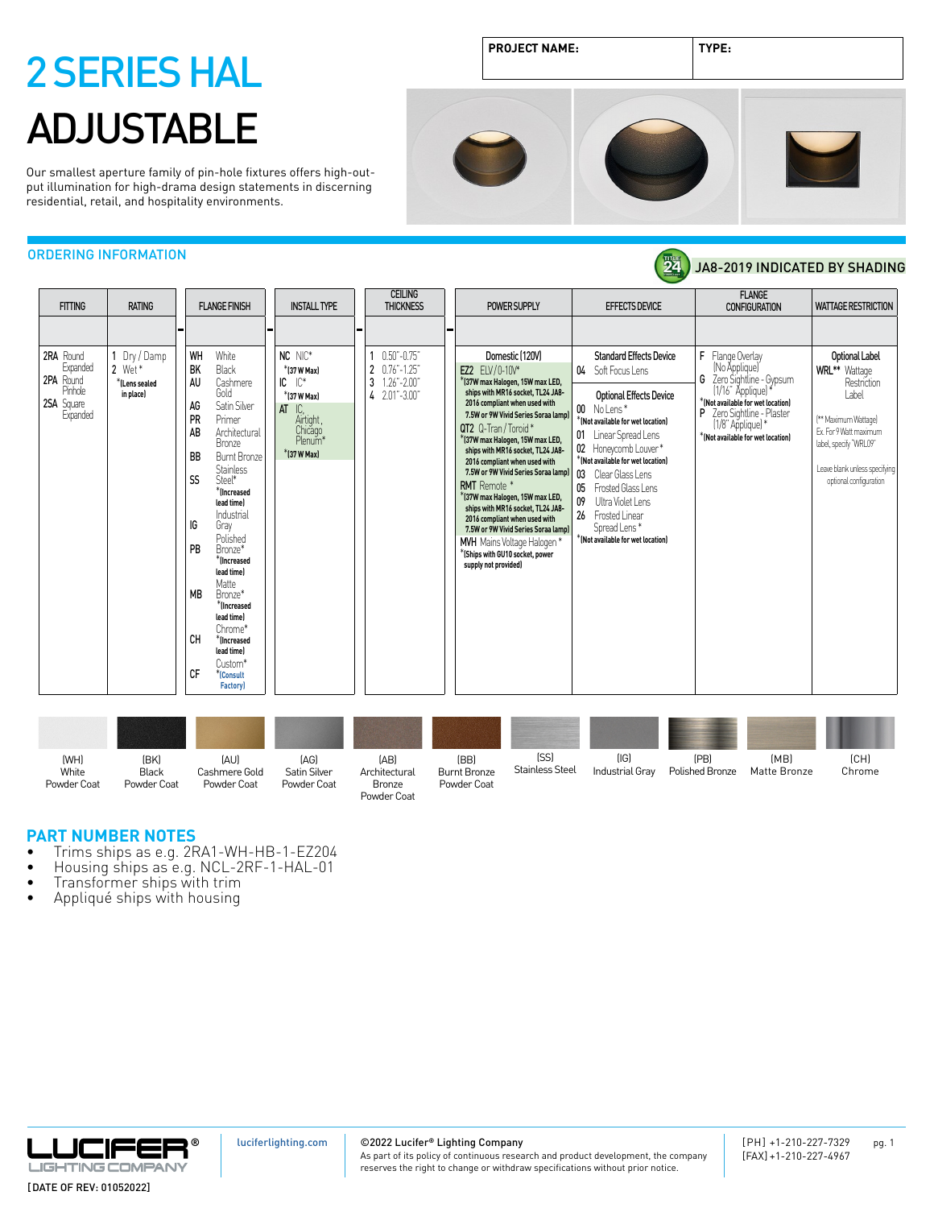# 2 SERIES HAL ADJUSTABLE

| PROJECT NAME: | TYPE: |
|---|---|
| | |

Our smallest aperture family of pin-hole fixtures offers high-output illumination for high-drama design statements in discerning residential, retail, and hospitality environments.

## ORDERING INFORMATION

JA8-2019 INDICATED BY SHADING

| FITTING | RATING | FLANGE FINISH | INSTALL TYPE | CEILING THICKNESS | POWER SUPPLY | EFFECTS DEVICE | FLANGE CONFIGURATION | WATTAGE RESTRICTION |
|---|---|---|---|---|---|---|---|---|
| | - | - | - | - | | | | |
| **2RA** Round Expanded<br>**2PA** Round Pinhole<br>**2SA** Square Expanded | **1** Dry / Damp<br>**2** Wet*<br>*(Lens sealed in place) | **WH** White<br>**BK** Black<br>**AU** Cashmere Gold<br>**AG** Satin Silver<br>**PR** Primer<br>**AB** Architectural Bronze<br>**BB** Burnt Bronze<br>**SS** Stainless Steel*<br>*(Increased lead time)<br>**IG** Industrial Gray<br>**PB** Polished Bronze*<br>*(Increased lead time)<br>**MB** Matte Bronze*<br>*(Increased lead time)<br>**CH** Chrome*<br>*(Increased lead time)<br>**CF** Custom*<br>*(Consult Factory) | **NC** NIC*<br>*(37 W Max)<br>**IC** IC*<br>*(37 W Max)<br>**AT** IC, Airtight, Chicago Plenum*<br>*(37 W Max) | **1** 0.50"-0.75"<br>**2** 0.76"-1.25"<br>**3** 1.26"-2.00"<br>**4** 2.01"-3.00" | Domestic (120V)<br>**EZ2** ELV / 0-10V*<br>*(37W max Halogen, 15W max LED, ships with MR16 socket, TL24 JA8-2016 compliant when used with 7.5W or 9W Vivid Series Soraa lamp)<br>**QT2** Q-Tran / Toroid*<br>*(37W max Halogen, 15W max LED, ships with MR16 socket, TL24 JA8-2016 compliant when used with 7.5W or 9W Vivid Series Soraa lamp)<br>**RMT** Remote *<br>*(37W max Halogen, 15W max LED, ships with MR16 socket, TL24 JA8-2016 compliant when used with 7.5W or 9W Vivid Series Soraa lamp)<br>**MVH** Mains Voltage Halogen*<br>*(Ships with GU10 socket, power supply not provided) | Standard Effects Device<br>**04** Soft Focus Lens<br><br>Optional Effects Device<br>**00** No Lens*<br>*(Not available for wet location)<br>**01** Linear Spread Lens<br>**02** Honeycomb Louver*<br>*(Not available for wet location)<br>**03** Clear Glass Lens<br>**05** Frosted Glass Lens<br>**09** Ultra Violet Lens<br>**26** Frosted Linear Spread Lens*<br>*(Not available for wet location) | **F** Flange Overlay (No Appliqué)<br>**G** Zero Sightline - Gypsum (1/16" Appliqué)*<br>*(Not available for wet location)<br>**P** Zero Sightline - Plaster (1/8" Appliqué)*<br>*(Not available for wet location) | Optional Label<br>**WRL**** Wattage Restriction Label<br><br>(** Maximum Wattage) Ex. For 9 Watt maximum label, specify "WRL09"<br><br>Leave blank unless specifying optional configuration |

| (WH) White Powder Coat | (BK) Black Powder Coat | (AU) Cashmere Gold Powder Coat | (AG) Satin Silver Powder Coat | (AB) Architectural Bronze Powder Coat | (BB) Burnt Bronze Powder Coat | (SS) Stainless Steel | (IG) Industrial Gray | (PB) Polished Bronze | (MB) Matte Bronze | (CH) Chrome |
|---|---|---|---|---|---|---|---|---|---|---|

## PART NUMBER NOTES

- Trims ships as e.g. 2RA1-WH-HB-1-EZ204
- Housing ships as e.g. NCL-2RF-1-HAL-01
- Transformer ships with trim
- Appliqué ships with housing

LUCIFER® LIGHTING COMPANY

[DATE OF REV: 01052022]

luciferlighting.com

©2022 Lucifer® Lighting Company
As part of its policy of continuous research and product development, the company reserves the right to change or withdraw specifications without prior notice.

[PH] +1-210-227-7329
[FAX] +1-210-227-4967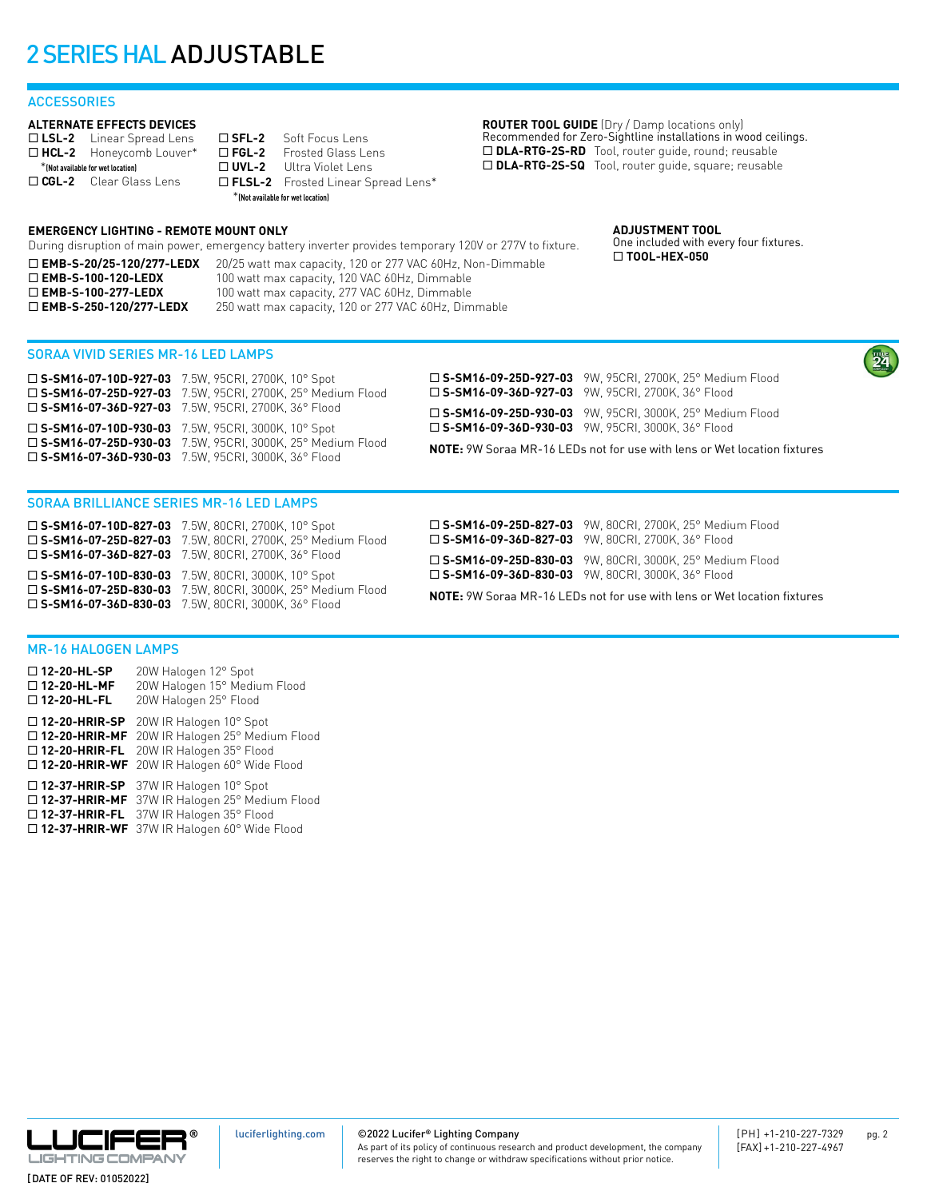# 2 SERIES HAL ADJUSTABLE

## ACCESSORIES

### ALTERNATE EFFECTS DEVICES

- ☐ **LSL-2** Linear Spread Lens
- ☐ **HCL-2** Honeycomb Louver*
  *(Not available for wet location)
- ☐ **CGL-2** Clear Glass Lens
- ☐ **SFL-2** Soft Focus Lens
- ☐ **FGL-2** Frosted Glass Lens
- ☐ **UVL-2** Ultra Violet Lens
- ☐ **FLSL-2** Frosted Linear Spread Lens*
  *(Not available for wet location)

### ROUTER TOOL GUIDE (Dry / Damp locations only)

Recommended for Zero-Sightline installations in wood ceilings.

- ☐ **DLA-RTG-2S-RD** Tool, router guide, round; reusable
- ☐ **DLA-RTG-2S-SQ** Tool, router guide, square; reusable

### EMERGENCY LIGHTING - REMOTE MOUNT ONLY

During disruption of main power, emergency battery inverter provides temporary 120V or 277V to fixture.

- ☐ **EMB-S-20/25-120/277-LEDX** 20/25 watt max capacity, 120 or 277 VAC 60Hz, Non-Dimmable
- ☐ **EMB-S-100-120-LEDX** 100 watt max capacity, 120 VAC 60Hz, Dimmable
- ☐ **EMB-S-100-277-LEDX** 100 watt max capacity, 277 VAC 60Hz, Dimmable
- ☐ **EMB-S-250-120/277-LEDX** 250 watt max capacity, 120 or 277 VAC 60Hz, Dimmable

### ADJUSTMENT TOOL

One included with every four fixtures.

- ☐ **TOOL-HEX-050**

## SORAA VIVID SERIES MR-16 LED LAMPS

- ☐ **S-SM16-07-10D-927-03** 7.5W, 95CRI, 2700K, 10° Spot
- ☐ **S-SM16-07-25D-927-03** 7.5W, 95CRI, 2700K, 25° Medium Flood
- ☐ **S-SM16-07-36D-927-03** 7.5W, 95CRI, 2700K, 36° Flood
- ☐ **S-SM16-07-10D-930-03** 7.5W, 95CRI, 3000K, 10° Spot
- ☐ **S-SM16-07-25D-930-03** 7.5W, 95CRI, 3000K, 25° Medium Flood
- ☐ **S-SM16-07-36D-930-03** 7.5W, 95CRI, 3000K, 36° Flood
- ☐ **S-SM16-09-25D-927-03** 9W, 95CRI, 2700K, 25° Medium Flood
- ☐ **S-SM16-09-36D-927-03** 9W, 95CRI, 2700K, 36° Flood
- ☐ **S-SM16-09-25D-930-03** 9W, 95CRI, 3000K, 25° Medium Flood
- ☐ **S-SM16-09-36D-930-03** 9W, 95CRI, 3000K, 36° Flood

**NOTE:** 9W Soraa MR-16 LEDs not for use with lens or Wet location fixtures

## SORAA BRILLIANCE SERIES MR-16 LED LAMPS

- ☐ **S-SM16-07-10D-827-03** 7.5W, 80CRI, 2700K, 10° Spot
- ☐ **S-SM16-07-25D-827-03** 7.5W, 80CRI, 2700K, 25° Medium Flood
- ☐ **S-SM16-07-36D-827-03** 7.5W, 80CRI, 2700K, 36° Flood
- ☐ **S-SM16-07-10D-830-03** 7.5W, 80CRI, 3000K, 10° Spot
- ☐ **S-SM16-07-25D-830-03** 7.5W, 80CRI, 3000K, 25° Medium Flood
- ☐ **S-SM16-07-36D-830-03** 7.5W, 80CRI, 3000K, 36° Flood
- ☐ **S-SM16-09-25D-827-03** 9W, 80CRI, 2700K, 25° Medium Flood
- ☐ **S-SM16-09-36D-827-03** 9W, 80CRI, 2700K, 36° Flood
- ☐ **S-SM16-09-25D-830-03** 9W, 80CRI, 3000K, 25° Medium Flood
- ☐ **S-SM16-09-36D-830-03** 9W, 80CRI, 3000K, 36° Flood

**NOTE:** 9W Soraa MR-16 LEDs not for use with lens or Wet location fixtures

## MR-16 HALOGEN LAMPS

- ☐ **12-20-HL-SP** 20W Halogen 12° Spot
- ☐ **12-20-HL-MF** 20W Halogen 15° Medium Flood
- ☐ **12-20-HL-FL** 20W Halogen 25° Flood
- ☐ **12-20-HRIR-SP** 20W IR Halogen 10° Spot
- ☐ **12-20-HRIR-MF** 20W IR Halogen 25° Medium Flood
- ☐ **12-20-HRIR-FL** 20W IR Halogen 35° Flood
- ☐ **12-20-HRIR-WF** 20W IR Halogen 60° Wide Flood
- ☐ **12-37-HRIR-SP** 37W IR Halogen 10° Spot
- ☐ **12-37-HRIR-MF** 37W IR Halogen 25° Medium Flood
- ☐ **12-37-HRIR-FL** 37W IR Halogen 35° Flood
- ☐ **12-37-HRIR-WF** 37W IR Halogen 60° Wide Flood

LUCIFER® LIGHTING COMPANY

[DATE OF REV: 01052022]

luciferlighting.com

©2022 Lucifer® Lighting Company
As part of its policy of continuous research and product development, the company reserves the right to change or withdraw specifications without prior notice.

[PH] +1-210-227-7329
[FAX] +1-210-227-4967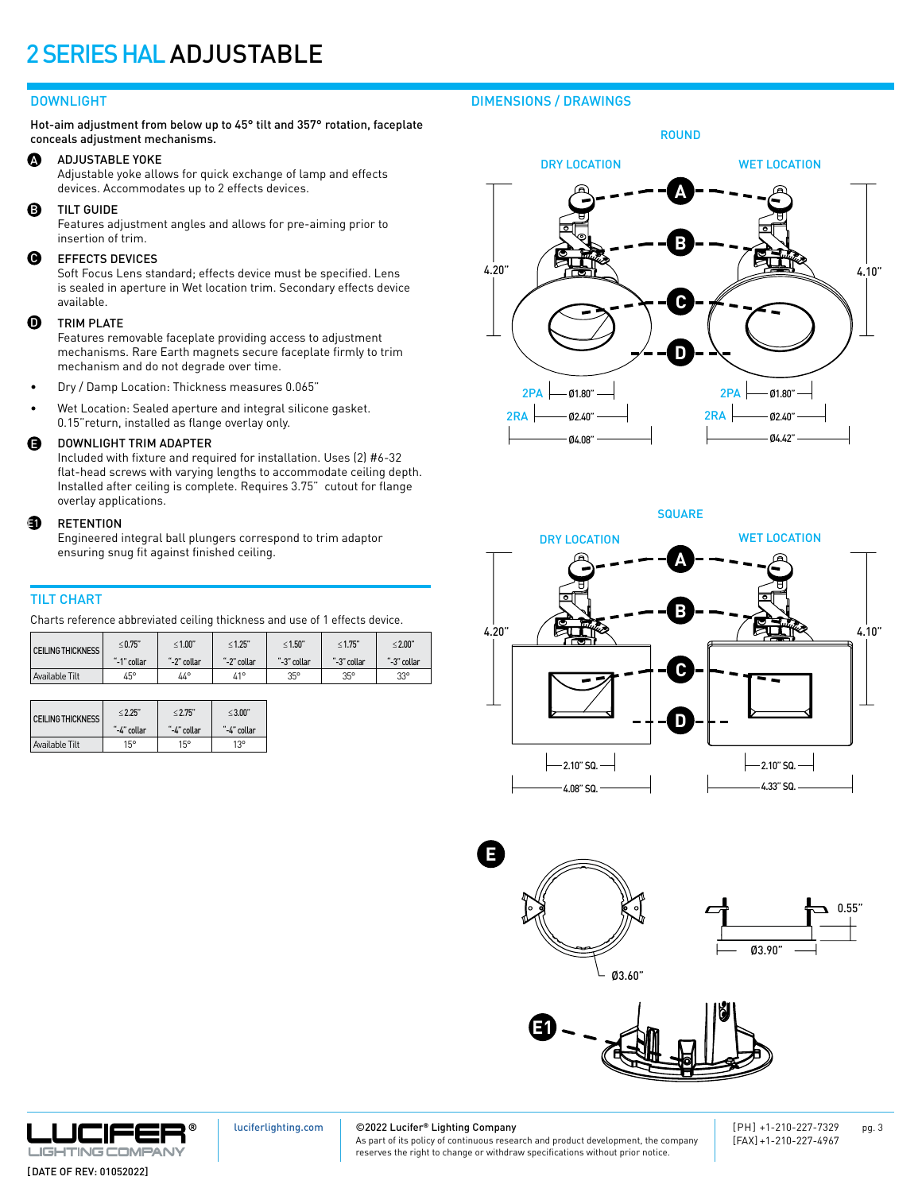# 2 SERIES HAL ADJUSTABLE

## DOWNLIGHT

Hot-aim adjustment from below up to 45° tilt and 357° rotation, faceplate conceals adjustment mechanisms.

**A** ADJUSTABLE YOKE
Adjustable yoke allows for quick exchange of lamp and effects devices. Accommodates up to 2 effects devices.

**B** TILT GUIDE
Features adjustment angles and allows for pre-aiming prior to insertion of trim.

**C** EFFECTS DEVICES
Soft Focus Lens standard; effects device must be specified. Lens is sealed in aperture in Wet location trim. Secondary effects device available.

**D** TRIM PLATE
Features removable faceplate providing access to adjustment mechanisms. Rare Earth magnets secure faceplate firmly to trim mechanism and do not degrade over time.

- Dry / Damp Location: Thickness measures 0.065"
- Wet Location: Sealed aperture and integral silicone gasket. 0.15"return, installed as flange overlay only.

**E** DOWNLIGHT TRIM ADAPTER
Included with fixture and required for installation. Uses (2) #6-32 flat-head screws with varying lengths to accommodate ceiling depth. Installed after ceiling is complete. Requires 3.75" cutout for flange overlay applications.

**E1** RETENTION
Engineered integral ball plungers correspond to trim adaptor ensuring snug fit against finished ceiling.

## TILT CHART

Charts reference abbreviated ceiling thickness and use of 1 effects device.

| CEILING THICKNESS | ≤0.75" "-1" collar | ≤1.00" "-2" collar | ≤1.25" "-2" collar | ≤1.50" "-3" collar | ≤1.75" "-3" collar | ≤2.00" "-3" collar |
|---|---|---|---|---|---|---|
| Available Tilt | 45° | 44° | 41° | 35° | 35° | 33° |

| CEILING THICKNESS | ≤2.25" "-4" collar | ≤2.75" "-4" collar | ≤3.00" "-4" collar |
|---|---|---|---|
| Available Tilt | 15° | 15° | 13° |

## DIMENSIONS / DRAWINGS

### ROUND

DRY LOCATION: 4.20"; 2PA Ø1.80"; 2RA Ø2.40"; Ø4.08"

WET LOCATION: 4.10"; 2PA Ø1.80"; 2RA Ø2.40"; Ø4.42"

### SQUARE

DRY LOCATION: 4.20"; 2.10" SQ.; 4.08" SQ.

WET LOCATION: 4.10"; 2.10" SQ.; 4.33" SQ.

**E**: Ø3.60"; Ø3.90"; 0.55"

**E1**

luciferlighting.com

©2022 Lucifer® Lighting Company
As part of its policy of continuous research and product development, the company reserves the right to change or withdraw specifications without prior notice.

[PH] +1-210-227-7329
[FAX] +1-210-227-4967

[DATE OF REV: 01052022]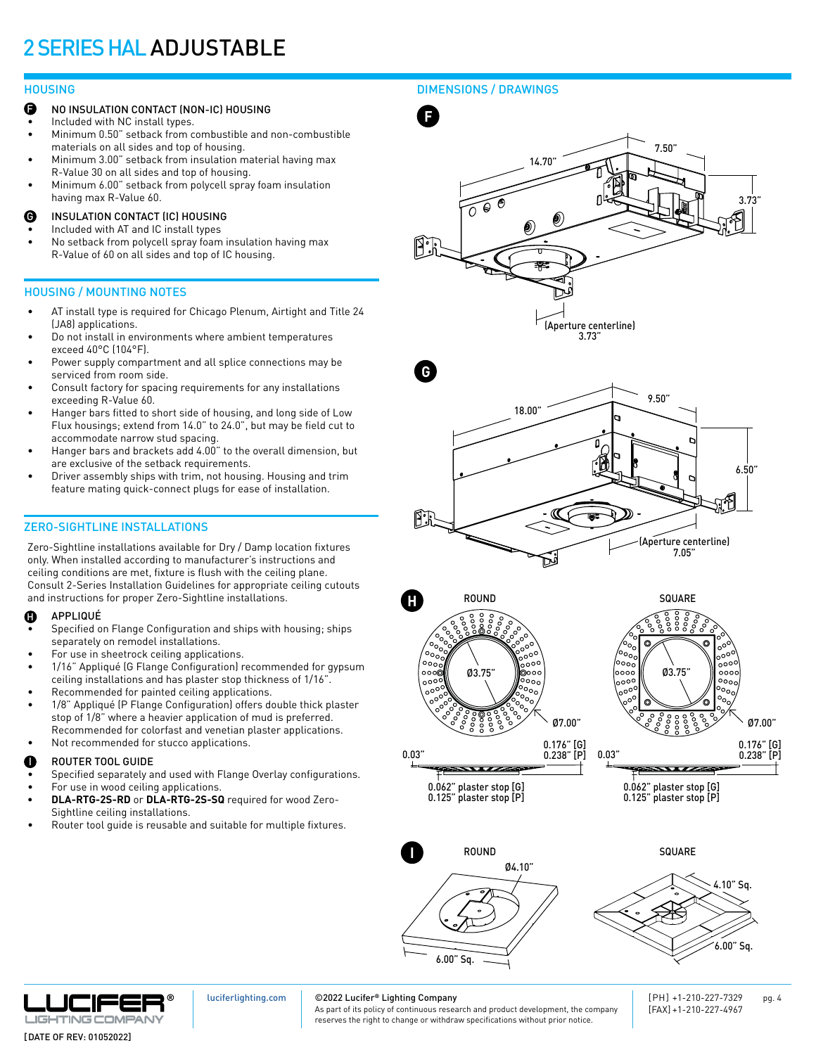# 2 SERIES HAL ADJUSTABLE

## HOUSING

**F** NO INSULATION CONTACT (NON-IC) HOUSING

- Included with NC install types.
- Minimum 0.50" setback from combustible and non-combustible materials on all sides and top of housing.
- Minimum 3.00" setback from insulation material having max R-Value 30 on all sides and top of housing.
- Minimum 6.00" setback from polycell spray foam insulation having max R-Value 60.

**G** INSULATION CONTACT (IC) HOUSING

- Included with AT and IC install types
- No setback from polycell spray foam insulation having max R-Value of 60 on all sides and top of IC housing.

## HOUSING / MOUNTING NOTES

- AT install type is required for Chicago Plenum, Airtight and Title 24 (JA8) applications.
- Do not install in environments where ambient temperatures exceed 40°C (104°F).
- Power supply compartment and all splice connections may be serviced from room side.
- Consult factory for spacing requirements for any installations exceeding R-Value 60.
- Hanger bars fitted to short side of housing, and long side of Low Flux housings; extend from 14.0" to 24.0", but may be field cut to accommodate narrow stud spacing.
- Hanger bars and brackets add 4.00" to the overall dimension, but are exclusive of the setback requirements.
- Driver assembly ships with trim, not housing. Housing and trim feature mating quick-connect plugs for ease of installation.

## ZERO-SIGHTLINE INSTALLATIONS

Zero-Sightline installations available for Dry / Damp location fixtures only. When installed according to manufacturer's instructions and ceiling conditions are met, fixture is flush with the ceiling plane. Consult 2-Series Installation Guidelines for appropriate ceiling cutouts and instructions for proper Zero-Sightline installations.

**H** APPLIQUÉ

- Specified on Flange Configuration and ships with housing; ships separately on remodel installations.
- For use in sheetrock ceiling applications.
- 1/16" Appliqué (G Flange Configuration) recommended for gypsum ceiling installations and has plaster stop thickness of 1/16".
- Recommended for painted ceiling applications.
- 1/8" Appliqué (P Flange Configuration) offers double thick plaster stop of 1/8" where a heavier application of mud is preferred. Recommended for colorfast and venetian plaster applications.
- Not recommended for stucco applications.

**I** ROUTER TOOL GUIDE

- Specified separately and used with Flange Overlay configurations.
- For use in wood ceiling applications.
- **DLA-RTG-2S-RD** or **DLA-RTG-2S-SQ** required for wood Zero-Sightline installations.
- Router tool guide is reusable and suitable for multiple fixtures.

## DIMENSIONS / DRAWINGS

**F**

14.70" | 7.50" | 3.73"

(Aperture centerline) 3.73"

**G**

18.00" | 9.50" | 6.50"

(Aperture centerline) 7.05"

**H**

ROUND: Ø3.75" | Ø7.00" | 0.03" | 0.176" [G] 0.238" [P] | 0.062" plaster stop [G] 0.125" plaster stop [P]

SQUARE: Ø3.75" | Ø7.00" | 0.03" | 0.176" [G] 0.238" [P] | 0.062" plaster stop [G] 0.125" plaster stop [P]

**I**

ROUND: Ø4.10" | 6.00" Sq.

SQUARE: 4.10" Sq. | 6.00" Sq.

[DATE OF REV: 01052022]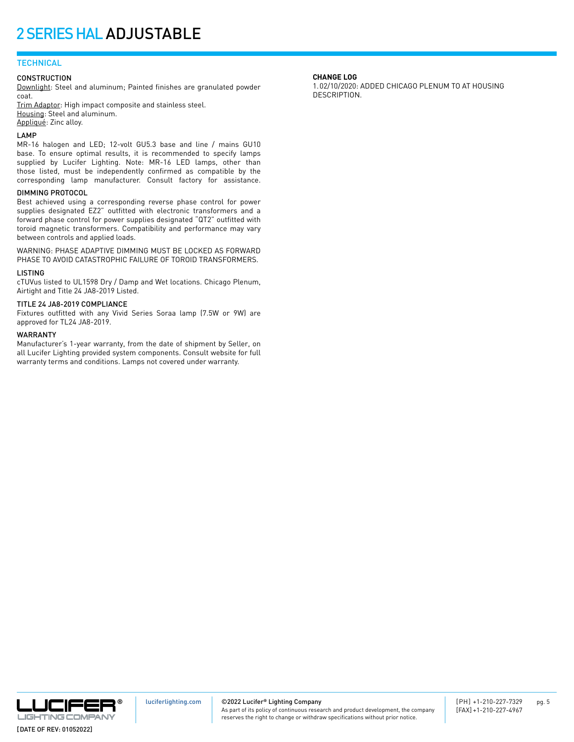# 2 SERIES HAL ADJUSTABLE

## TECHNICAL

### CONSTRUCTION

Downlight: Steel and aluminum; Painted finishes are granulated powder coat.
Trim Adaptor: High impact composite and stainless steel.
Housing: Steel and aluminum.
Appliqué: Zinc alloy.

### LAMP

MR-16 halogen and LED; 12-volt GU5.3 base and line / mains GU10 base. To ensure optimal results, it is recommended to specify lamps supplied by Lucifer Lighting. Note: MR-16 LED lamps, other than those listed, must be independently confirmed as compatible by the corresponding lamp manufacturer. Consult factory for assistance.

### DIMMING PROTOCOL

Best achieved using a corresponding reverse phase control for power supplies designated EZ2" outfitted with electronic transformers and a forward phase control for power supplies designated "QT2" outfitted with toroid magnetic transformers. Compatibility and performance may vary between controls and applied loads.

WARNING: PHASE ADAPTIVE DIMMING MUST BE LOCKED AS FORWARD PHASE TO AVOID CATASTROPHIC FAILURE OF TOROID TRANSFORMERS.

### LISTING

cTUVus listed to UL1598 Dry / Damp and Wet locations. Chicago Plenum, Airtight and Title 24 JA8-2019 Listed.

### TITLE 24 JA8-2019 COMPLIANCE

Fixtures outfitted with any Vivid Series Soraa lamp (7.5W or 9W) are approved for TL24 JA8-2019.

### WARRANTY

Manufacturer's 1-year warranty, from the date of shipment by Seller, on all Lucifer Lighting provided system components. Consult website for full warranty terms and conditions. Lamps not covered under warranty.

**CHANGE LOG**

1. 02/10/2020: ADDED CHICAGO PLENUM TO AT HOUSING DESCRIPTION.